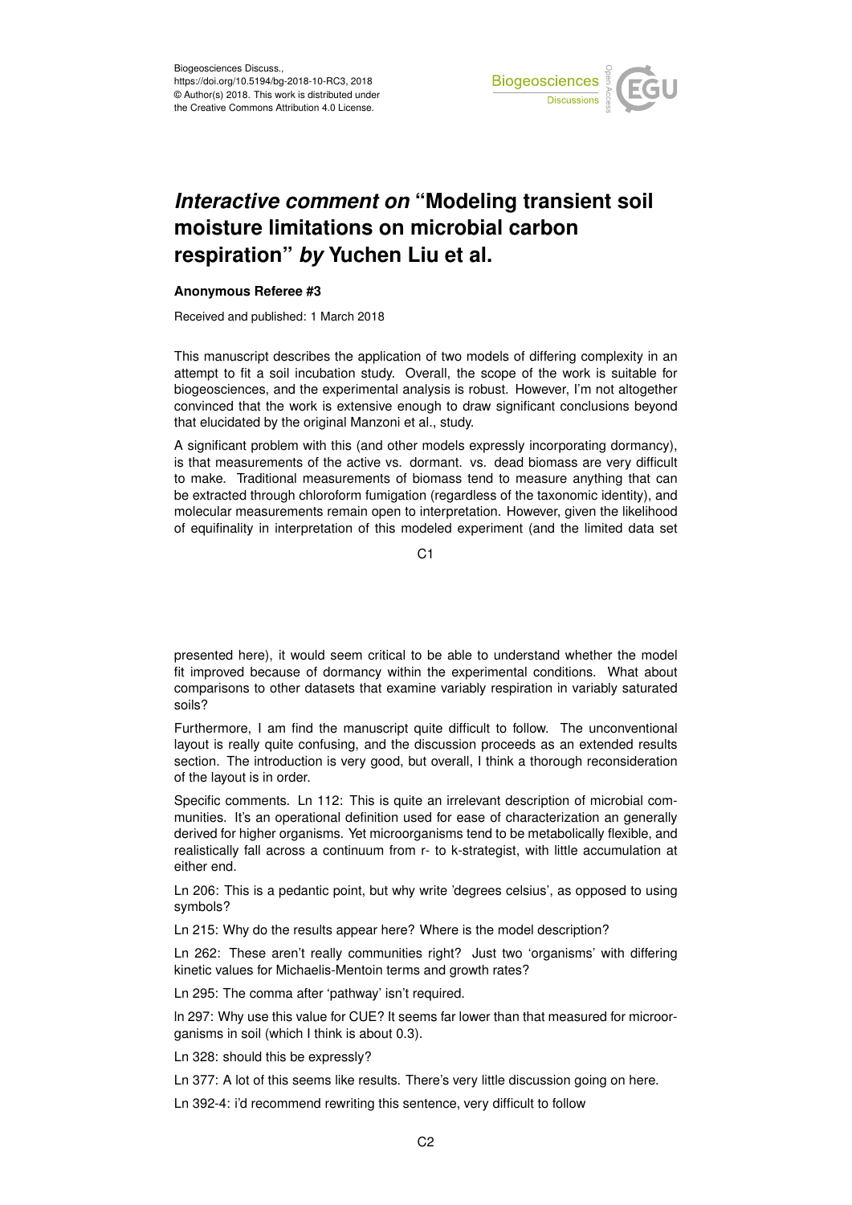# *Interactive comment on* "Modeling transient soil moisture limitations on microbial carbon respiration" *by* Yuchen Liu et al.

**Anonymous Referee #3**

Received and published: 1 March 2018

This manuscript describes the application of two models of differing complexity in an attempt to fit a soil incubation study. Overall, the scope of the work is suitable for biogeosciences, and the experimental analysis is robust. However, I'm not altogether convinced that the work is extensive enough to draw significant conclusions beyond that elucidated by the original Manzoni et al., study.

A significant problem with this (and other models expressly incorporating dormancy), is that measurements of the active vs. dormant. vs. dead biomass are very difficult to make. Traditional measurements of biomass tend to measure anything that can be extracted through chloroform fumigation (regardless of the taxonomic identity), and molecular measurements remain open to interpretation. However, given the likelihood of equifinality in interpretation of this modeled experiment (and the limited data set presented here), it would seem critical to be able to understand whether the model fit improved because of dormancy within the experimental conditions. What about comparisons to other datasets that examine variably respiration in variably saturated soils?

Furthermore, I am find the manuscript quite difficult to follow. The unconventional layout is really quite confusing, and the discussion proceeds as an extended results section. The introduction is very good, but overall, I think a thorough reconsideration of the layout is in order.

Specific comments. Ln 112: This is quite an irrelevant description of microbial communities. It's an operational definition used for ease of characterization an generally derived for higher organisms. Yet microorganisms tend to be metabolically flexible, and realistically fall across a continuum from r- to k-strategist, with little accumulation at either end.

Ln 206: This is a pedantic point, but why write 'degrees celsius', as opposed to using symbols?

Ln 215: Why do the results appear here? Where is the model description?

Ln 262: These aren't really communities right? Just two 'organisms' with differing kinetic values for Michaelis-Mentoin terms and growth rates?

Ln 295: The comma after 'pathway' isn't required.

ln 297: Why use this value for CUE? It seems far lower than that measured for microorganisms in soil (which I think is about 0.3).

Ln 328: should this be expressly?

Ln 377: A lot of this seems like results. There's very little discussion going on here.

Ln 392-4: i'd recommend rewriting this sentence, very difficult to follow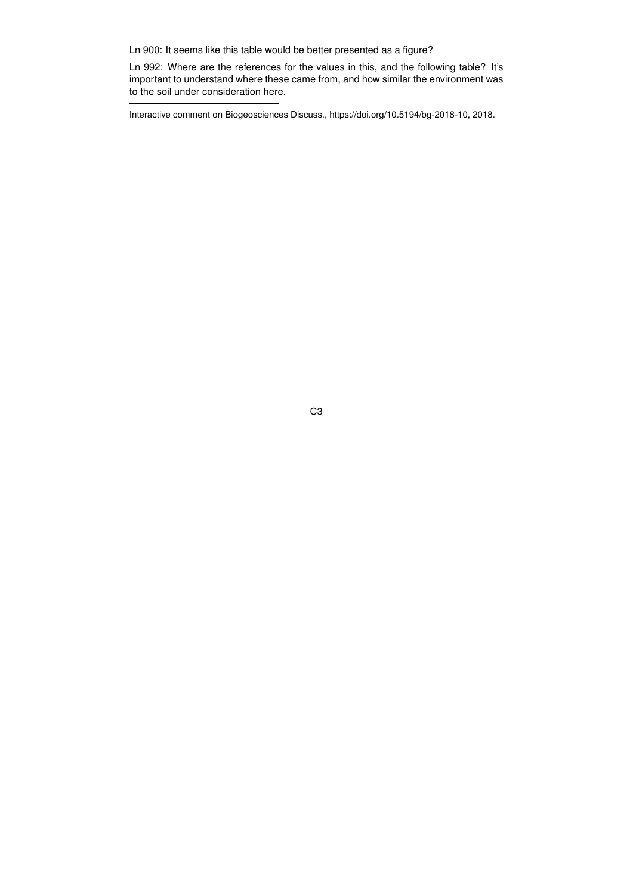Ln 900: It seems like this table would be better presented as a figure?

Ln 992: Where are the references for the values in this, and the following table? It's important to understand where these came from, and how similar the environment was to the soil under consideration here.

---

Interactive comment on Biogeosciences Discuss., https://doi.org/10.5194/bg-2018-10, 2018.